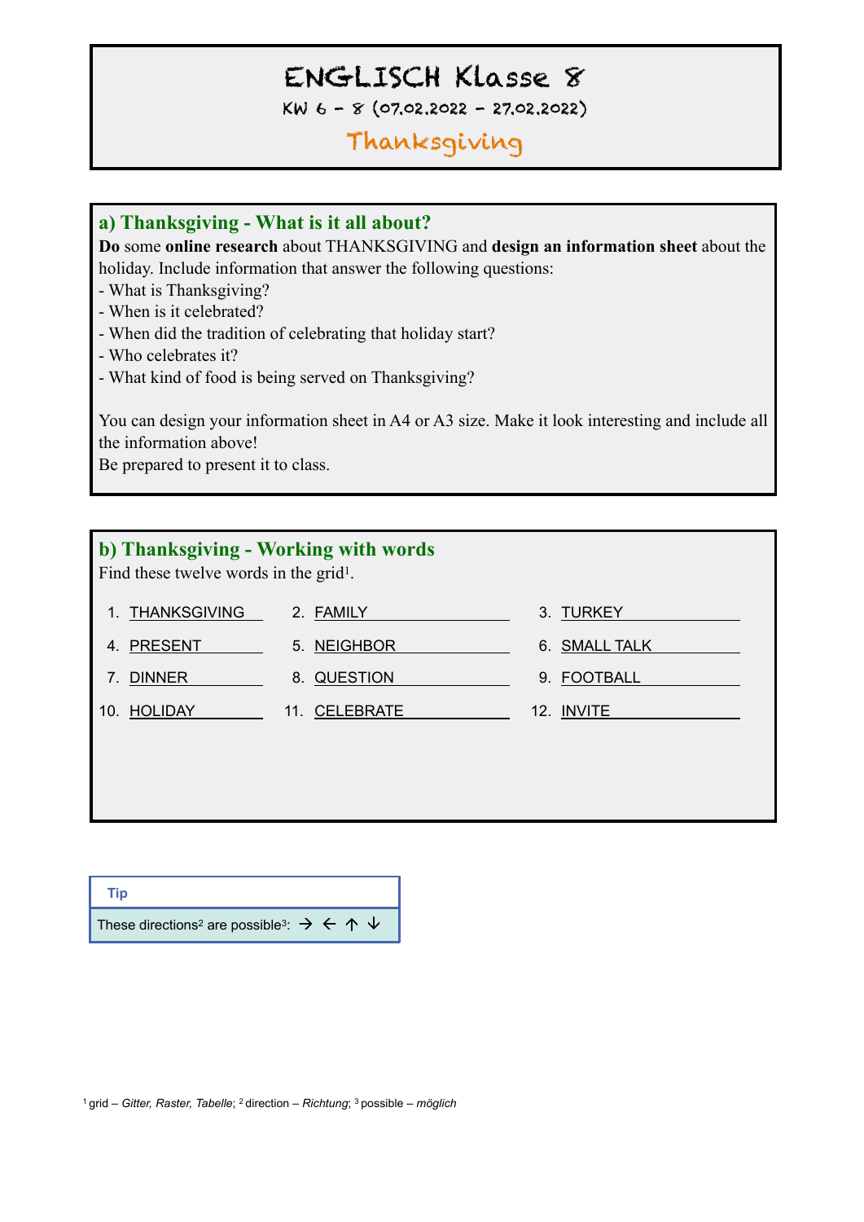# ENGLISCH Klasse 8

KW 6 – 8 (07.02.2022 – 27.02.2022)

## Thanksgiving

### a) Thanksgiving - What is it all about?

**Do** some **online research** about THANKSGIVING and **design an information sheet** about the holiday. Include information that answer the following questions:

- What is Thanksgiving?
- When is it celebrated?
- When did the tradition of celebrating that holiday start?
- Who celebrates it?
- What kind of food is being served on Thanksgiving?

You can design your information sheet in A4 or A3 size. Make it look interesting and include all the information above!
Be prepared to present it to class.

### b) Thanksgiving - Working with words

Find these twelve words in the grid[1].

1. THANKSGIVING
2. FAMILY
3. TURKEY
4. PRESENT
5. NEIGHBOR
6. SMALL TALK
7. DINNER
8. QUESTION
9. FOOTBALL
10. HOLIDAY
11. CELEBRATE
12. INVITE

**Tip**

These directions[2] are possible[3]: → ← ↑ ↓

[1] grid – *Gitter, Raster, Tabelle*; [2] direction – *Richtung*; [3] possible – *möglich*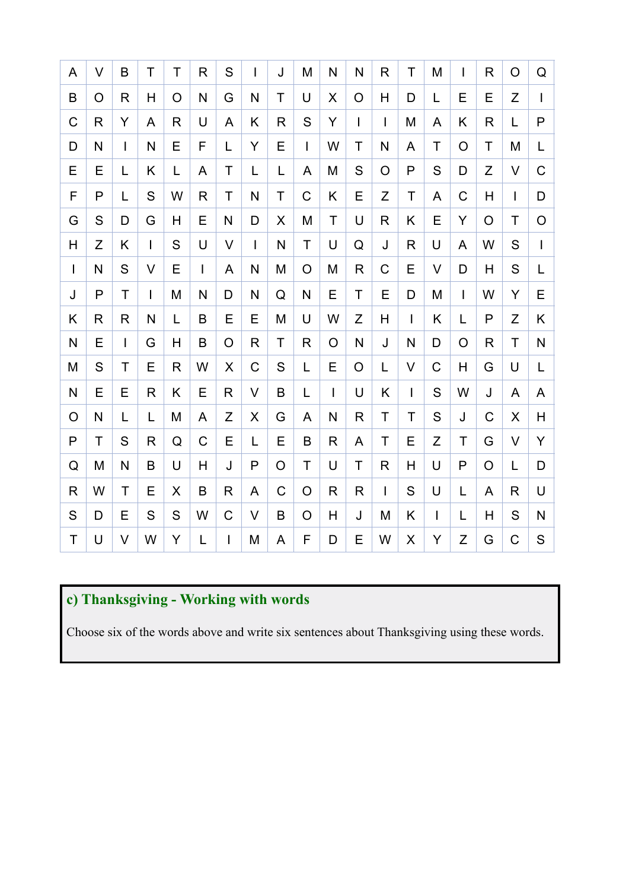| A | V | B | T | T | R | S | I | J | M | N | N | R | T | M | I | R | O | Q |
|---|---|---|---|---|---|---|---|---|---|---|---|---|---|---|---|---|---|---|
| B | O | R | H | O | N | G | N | T | U | X | O | H | D | L | E | E | Z | I |
| C | R | Y | A | R | U | A | K | R | S | Y | I | I | M | A | K | R | L | P |
| D | N | I | N | E | F | L | Y | E | I | W | T | N | A | T | O | T | M | L |
| E | E | L | K | L | A | T | L | L | A | M | S | O | P | S | D | Z | V | C |
| F | P | L | S | W | R | T | N | T | C | K | E | Z | T | A | C | H | I | D |
| G | S | D | G | H | E | N | D | X | M | T | U | R | K | E | Y | O | T | O |
| H | Z | K | I | S | U | V | I | N | T | U | Q | J | R | U | A | W | S | I |
| I | N | S | V | E | I | A | N | M | O | M | R | C | E | V | D | H | S | L |
| J | P | T | I | M | N | D | N | Q | N | E | T | E | D | M | I | W | Y | E |
| K | R | R | N | L | B | E | E | M | U | W | Z | H | I | K | L | P | Z | K |
| N | E | I | G | H | B | O | R | T | R | O | N | J | N | D | O | R | T | N |
| M | S | T | E | R | W | X | C | S | L | E | O | L | V | C | H | G | U | L |
| N | E | E | R | K | E | R | V | B | L | I | U | K | I | S | W | J | A | A |
| O | N | L | L | M | A | Z | X | G | A | N | R | T | T | S | J | C | X | H |
| P | T | S | R | Q | C | E | L | E | B | R | A | T | E | Z | T | G | V | Y |
| Q | M | N | B | U | H | J | P | O | T | U | T | R | H | U | P | O | L | D |
| R | W | T | E | X | B | R | A | C | O | R | R | I | S | U | L | A | R | U |
| S | D | E | S | S | W | C | V | B | O | H | J | M | K | I | L | H | S | N |
| T | U | V | W | Y | L | I | M | A | F | D | E | W | X | Y | Z | G | C | S |

## c) Thanksgiving - Working with words

Choose six of the words above and write six sentences about Thanksgiving using these words.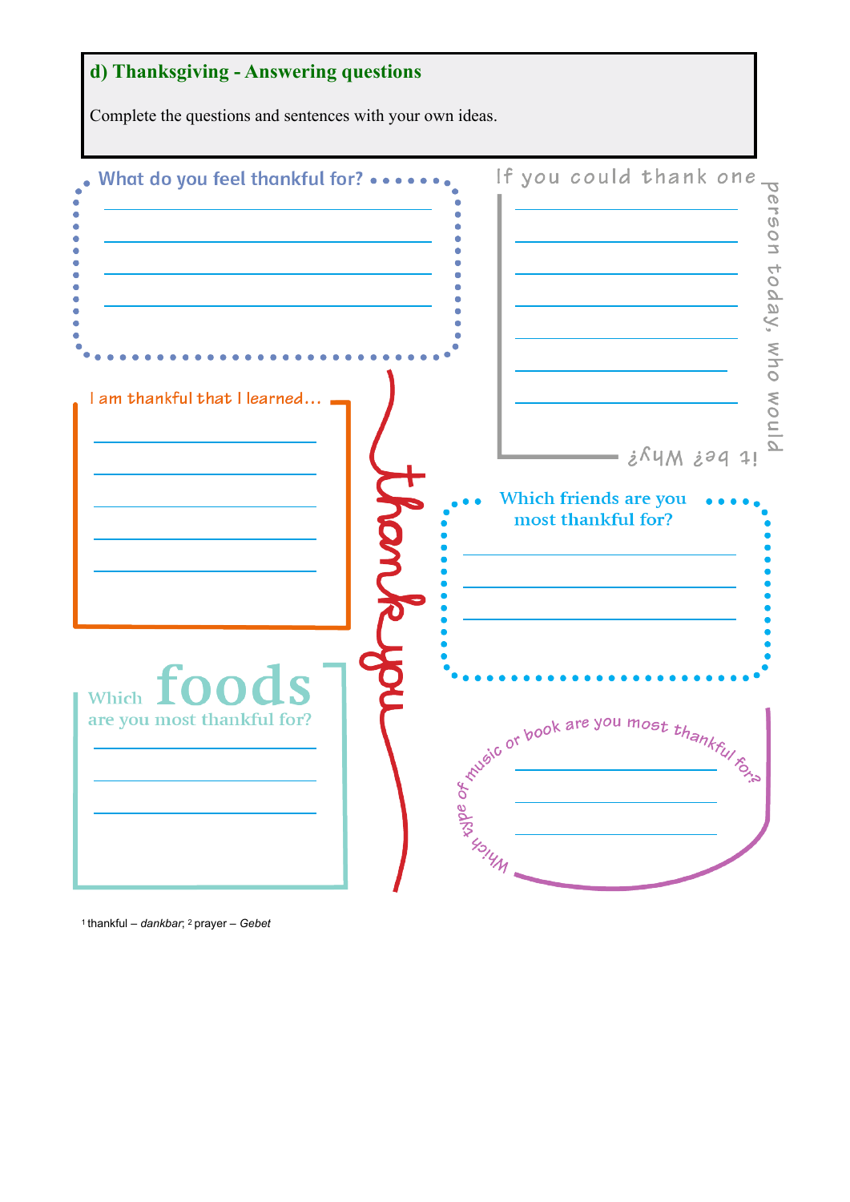## d) Thanksgiving - Answering questions

Complete the questions and sentences with your own ideas.

What do you feel thankful for?

If you could thank one person today, who would it be? Why?

I am thankful that I learned…

thank you

Which friends are you most thankful for?

Which foods are you most thankful for?

Which type of music or book are you most thankful for?

[1] thankful – *dankbar*; [2] prayer – *Gebet*